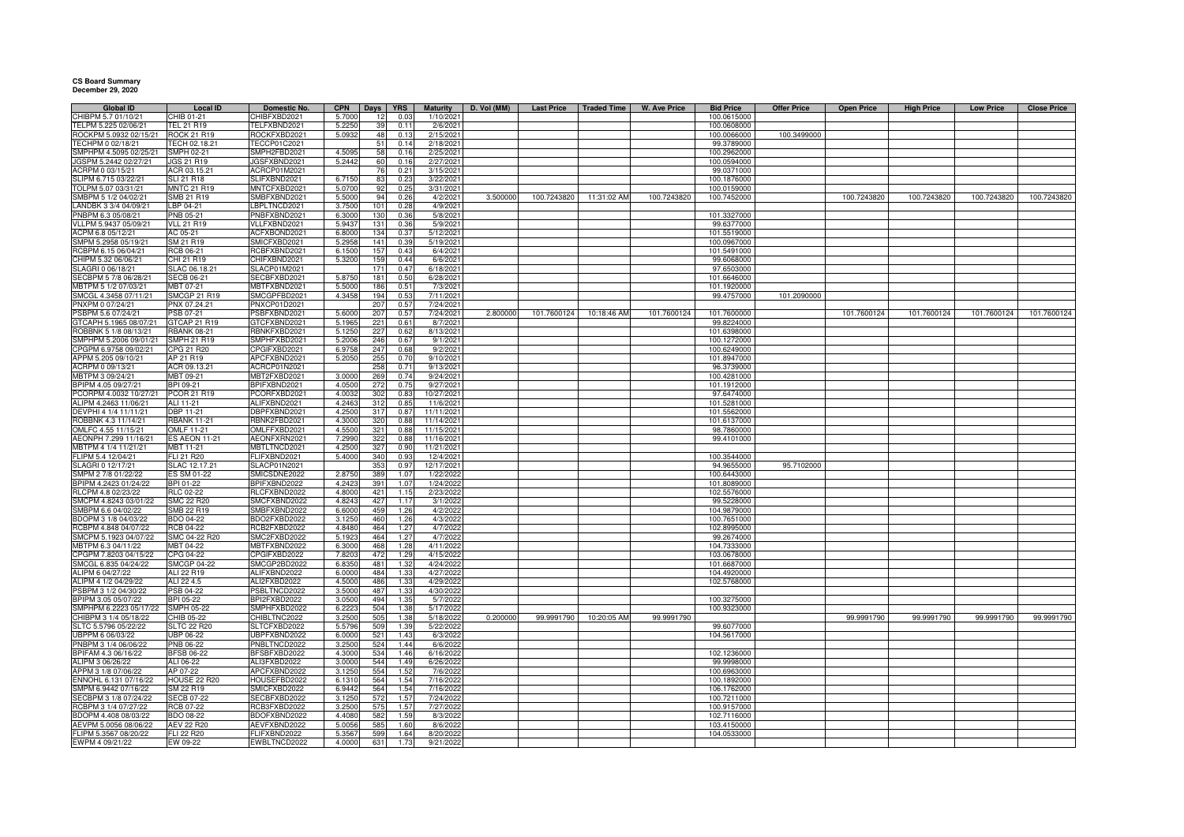**CS Board Summary**
**December 29, 2020**

| Global ID | Local ID | Domestic No. | CPN | Days | YRS | Maturity | D. Vol (MM) | Last Price | Traded Time | W. Ave Price | Bid Price | Offer Price | Open Price | High Price | Low Price | Close Price |
|---|---|---|---|---|---|---|---|---|---|---|---|---|---|---|---|---|
| CHIBPM 5.7 01/10/21 | CHIB 01-21 | CHIBFXBD2021 | 5.7000 | 12 | 0.03 | 1/10/2021 | | | | | 100.0615000 | | | | | |
| TELPM 5.225 02/06/21 | TEL 21 R19 | TELFXBND2021 | 5.2250 | 39 | 0.11 | 2/6/2021 | | | | | 100.0608000 | | | | | |
| ROCKPM 5.0932 02/15/21 | ROCK 21 R19 | ROCKFXBD2021 | 5.0932 | 48 | 0.13 | 2/15/2021 | | | | | 100.0066000 | 100.3499000 | | | | |
| TECHPM 0 02/18/21 | TECH 02.18.21 | TECCP01C2021 | | 51 | 0.14 | 2/18/2021 | | | | | 99.3789000 | | | | | |
| SMPHPM 4.5095 02/25/21 | SMPH 02-21 | SMPH2FBD2021 | 4.5095 | 58 | 0.16 | 2/25/2021 | | | | | 100.2962000 | | | | | |
| JGSPM 5.2442 02/27/21 | JGS 21 R19 | JGSFXBND2021 | 5.2442 | 60 | 0.16 | 2/27/2021 | | | | | 100.0594000 | | | | | |
| ACRPM 0 03/15/21 | ACR 03.15.21 | ACRCP01M2021 | | 76 | 0.21 | 3/15/2021 | | | | | 99.0371000 | | | | | |
| SLIPM 6.715 03/22/21 | SLI 21 R18 | SLIFXBND2021 | 6.7150 | 83 | 0.23 | 3/22/2021 | | | | | 100.1876000 | | | | | |
| TOLPM 5.07 03/31/21 | MNTC 21 R19 | MNTCFXBD2021 | 5.0700 | 92 | 0.25 | 3/31/2021 | | | | | 100.0159000 | | | | | |
| SMBPM 5 1/2 04/02/21 | SMB 21 R19 | SMBFXBND2021 | 5.5000 | 94 | 0.26 | 4/2/2021 | 3.500000 | 100.7243820 | 11:31:02 AM | 100.7243820 | 100.7452000 | | 100.7243820 | 100.7243820 | 100.7243820 | 100.7243820 |
| LANDBK 3 3/4 04/09/21 | LBP 04-21 | LBPLTNCD2021 | 3.7500 | 101 | 0.28 | 4/9/2021 | | | | | | | | | | |
| PNBPM 6.3 05/08/21 | PNB 05-21 | PNBFXBND2021 | 6.3000 | 130 | 0.36 | 5/8/2021 | | | | | 101.3327000 | | | | | |
| VLLPM 5.9437 05/09/21 | VLL 21 R19 | VLLFXBND2021 | 5.9437 | 131 | 0.36 | 5/9/2021 | | | | | 99.6377000 | | | | | |
| ACPM 6.8 05/12/21 | AC 05-21 | ACFXBOND2021 | 6.8000 | 134 | 0.37 | 5/12/2021 | | | | | 101.5519000 | | | | | |
| SMPM 5.2958 05/19/21 | SM 21 R19 | SMICFXBD2021 | 5.2958 | 141 | 0.39 | 5/19/2021 | | | | | 100.0967000 | | | | | |
| RCBPM 6.15 06/04/21 | RCB 06-21 | RCBFXBND2021 | 6.1500 | 157 | 0.43 | 6/4/2021 | | | | | 101.5491000 | | | | | |
| CHIPM 5.32 06/06/21 | CHI 21 R19 | CHIFXBND2021 | 5.3200 | 159 | 0.44 | 6/6/2021 | | | | | 99.6068000 | | | | | |
| SLAGRI 0 06/18/21 | SLAC 06.18.21 | SLACP01M2021 | | 171 | 0.47 | 6/18/2021 | | | | | 97.6503000 | | | | | |
| SECBPM 5 7/8 06/28/21 | SECB 06-21 | SECBFXBD2021 | 5.8750 | 181 | 0.50 | 6/28/2021 | | | | | 101.6646000 | | | | | |
| MBTPM 5 1/2 07/03/21 | MBT 07-21 | MBTFXBND2021 | 5.5000 | 186 | 0.51 | 7/3/2021 | | | | | 101.1920000 | | | | | |
| SMCGL 4.3458 07/11/21 | SMCGP 21 R19 | SMCGPFBD2021 | 4.3458 | 194 | 0.53 | 7/11/2021 | | | | | 99.4757000 | 101.2090000 | | | | |
| PNXPM 0 07/24/21 | PNX 07.24.21 | PNXCP01D2021 | | 207 | 0.57 | 7/24/2021 | | | | | | | | | | |
| PSBPM 5.6 07/24/21 | PSB 07-21 | PSBFXBND2021 | 5.6000 | 207 | 0.57 | 7/24/2021 | 2.800000 | 101.7600124 | 10:18:46 AM | 101.7600124 | 101.7600000 | | 101.7600124 | 101.7600124 | 101.7600124 | 101.7600124 |
| GTCAPH 5.1965 08/07/21 | GTCAP 21 R19 | GTCFXBND2021 | 5.1965 | 221 | 0.61 | 8/7/2021 | | | | | 99.8224000 | | | | | |
| ROBBNK 5 1/8 08/13/21 | RBANK 08-21 | RBNKFXBD2021 | 5.1250 | 227 | 0.62 | 8/13/2021 | | | | | 101.6398000 | | | | | |
| SMPHPM 5.2006 09/01/21 | SMPH 21 R19 | SMPHFXBD2021 | 5.2006 | 246 | 0.67 | 9/1/2021 | | | | | 100.1272000 | | | | | |
| CPGPM 6.9758 09/02/21 | CPG 21 R20 | CPGIFXBD2021 | 6.9758 | 247 | 0.68 | 9/2/2021 | | | | | 100.6249000 | | | | | |
| APPM 5.205 09/10/21 | AP 21 R19 | APCFXBND2021 | 5.2050 | 255 | 0.70 | 9/10/2021 | | | | | 101.8947000 | | | | | |
| ACRPM 0 09/13/21 | ACR 09.13.21 | ACRCP01N2021 | | 258 | 0.71 | 9/13/2021 | | | | | 96.3739000 | | | | | |
| MBTPM 3 09/24/21 | MBT 09-21 | MBT2FXBD2021 | 3.0000 | 269 | 0.74 | 9/24/2021 | | | | | 100.4281000 | | | | | |
| BPIPM 4.05 09/27/21 | BPI 09-21 | BPIFXBND2021 | 4.0500 | 272 | 0.75 | 9/27/2021 | | | | | 101.1912000 | | | | | |
| PCORPM 4.0032 10/27/21 | PCOR 21 R19 | PCORFXBD2021 | 4.0032 | 302 | 0.83 | 10/27/2021 | | | | | 97.6474000 | | | | | |
| ALIPM 4.2463 11/06/21 | ALI 11-21 | ALIFXBND2021 | 4.2463 | 312 | 0.85 | 11/6/2021 | | | | | 101.5281000 | | | | | |
| DEVPHI 4 1/4 11/11/21 | DBP 11-21 | DBPFXBND2021 | 4.2500 | 317 | 0.87 | 11/11/2021 | | | | | 101.5562000 | | | | | |
| ROBBNK 4.3 11/14/21 | RBANK 11-21 | RBNK2FBD2021 | 4.3000 | 320 | 0.88 | 11/14/2021 | | | | | 101.6137000 | | | | | |
| OMLFC 4.55 11/15/21 | OMLF 11-21 | OMLFFXBD2021 | 4.5500 | 321 | 0.88 | 11/15/2021 | | | | | 98.7860000 | | | | | |
| AEONPH 7.299 11/16/21 | ES AEON 11-21 | AEONFXRN2021 | 7.2990 | 322 | 0.88 | 11/16/2021 | | | | | 99.4101000 | | | | | |
| MBTPM 4 1/4 11/21/21 | MBT 11-21 | MBTLTNCD2021 | 4.2500 | 327 | 0.90 | 11/21/2021 | | | | | | | | | | |
| FLIPM 5.4 12/04/21 | FLI 21 R20 | FLIFXBND2021 | 5.4000 | 340 | 0.93 | 12/4/2021 | | | | | 100.3544000 | | | | | |
| SLAGRI 0 12/17/21 | SLAC 12.17.21 | SLACP01N2021 | | 353 | 0.97 | 12/17/2021 | | | | | 94.9655000 | 95.7102000 | | | | |
| SMPM 2 7/8 01/22/22 | ES SM 01-22 | SMICSDNE2022 | 2.8750 | 389 | 1.07 | 1/22/2022 | | | | | 100.6443000 | | | | | |
| BPIPM 4.2423 01/24/22 | BPI 01-22 | BPIFXBND2022 | 4.2423 | 391 | 1.07 | 1/24/2022 | | | | | 101.8089000 | | | | | |
| RLCPM 4.8 02/23/22 | RLC 02-22 | RLCFXBND2022 | 4.8000 | 421 | 1.15 | 2/23/2022 | | | | | 102.5576000 | | | | | |
| SMCPM 4.8243 03/01/22 | SMC 22 R20 | SMCFXBND2022 | 4.8243 | 427 | 1.17 | 3/1/2022 | | | | | 99.5228000 | | | | | |
| SMBPM 6.6 04/02/22 | SMB 22 R19 | SMBFXBND2022 | 6.6000 | 459 | 1.26 | 4/2/2022 | | | | | 104.9879000 | | | | | |
| BDOPM 3 1/8 04/03/22 | BDO 04-22 | BDO2FXBD2022 | 3.1250 | 460 | 1.26 | 4/3/2022 | | | | | 100.7651000 | | | | | |
| RCBPM 4.848 04/07/22 | RCB 04-22 | RCB2FXBD2022 | 4.8480 | 464 | 1.27 | 4/7/2022 | | | | | 102.8995000 | | | | | |
| SMCPM 5.1923 04/07/22 | SMC 04-22 R20 | SMC2FXBD2022 | 5.1923 | 464 | 1.27 | 4/7/2022 | | | | | 99.2674000 | | | | | |
| MBTPM 6.3 04/11/22 | MBT 04-22 | MBTFXBND2022 | 6.3000 | 468 | 1.28 | 4/11/2022 | | | | | 104.7333000 | | | | | |
| CPGPM 7.8203 04/15/22 | CPG 04-22 | CPGIFXBD2022 | 7.8203 | 472 | 1.29 | 4/15/2022 | | | | | 103.0678000 | | | | | |
| SMCGL 6.835 04/24/22 | SMCGP 04-22 | SMCGP2BD2022 | 6.8350 | 481 | 1.32 | 4/24/2022 | | | | | 101.6687000 | | | | | |
| ALIPM 6 04/27/22 | ALI 22 R19 | ALIFXBND2022 | 6.0000 | 484 | 1.33 | 4/27/2022 | | | | | 104.4920000 | | | | | |
| ALIPM 4 1/2 04/29/22 | ALI 22 4.5 | ALI2FXBD2022 | 4.5000 | 486 | 1.33 | 4/29/2022 | | | | | 102.5768000 | | | | | |
| PSBPM 3 1/2 04/30/22 | PSB 04-22 | PSBLTNCD2022 | 3.5000 | 487 | 1.33 | 4/30/2022 | | | | | | | | | | |
| BPIPM 3.05 05/07/22 | BPI 05-22 | BPI2FXBD2022 | 3.0500 | 494 | 1.35 | 5/7/2022 | | | | | 100.3275000 | | | | | |
| SMPHPM 6.2223 05/17/22 | SMPH 05-22 | SMPHFXBD2022 | 6.2223 | 504 | 1.38 | 5/17/2022 | | | | | 100.9323000 | | | | | |
| CHIBPM 3 1/4 05/18/22 | CHIB 05-22 | CHIBLTNC2022 | 3.2500 | 505 | 1.38 | 5/18/2022 | 0.200000 | 99.9991790 | 10:20:05 AM | 99.9991790 | | | 99.9991790 | 99.9991790 | 99.9991790 | 99.9991790 |
| SLTC 5.5796 05/22/22 | SLTC 22 R20 | SLTCFXBD2022 | 5.5796 | 509 | 1.39 | 5/22/2022 | | | | | 99.6077000 | | | | | |
| UBPPM 6 06/03/22 | UBP 06-22 | UBPFXBND2022 | 6.0000 | 521 | 1.43 | 6/3/2022 | | | | | 104.5617000 | | | | | |
| PNBPM 3 1/4 06/06/22 | PNB 06-22 | PNBLTNCD2022 | 3.2500 | 524 | 1.44 | 6/6/2022 | | | | | | | | | | |
| BPIFAM 4.3 06/16/22 | BFSB 06-22 | BFSBFXBD2022 | 4.3000 | 534 | 1.46 | 6/16/2022 | | | | | 102.1236000 | | | | | |
| ALIPM 3 06/26/22 | ALI 06-22 | ALI3FXBD2022 | 3.0000 | 544 | 1.49 | 6/26/2022 | | | | | 99.9998000 | | | | | |
| APPM 3 1/8 07/06/22 | AP 07-22 | APCFXBND2022 | 3.1250 | 554 | 1.52 | 7/6/2022 | | | | | 100.6963000 | | | | | |
| ENNOHL 6.131 07/16/22 | HOUSE 22 R20 | HOUSEFBD2022 | 6.1310 | 564 | 1.54 | 7/16/2022 | | | | | 100.1892000 | | | | | |
| SMPM 6.9442 07/16/22 | SM 22 R19 | SMICFXBD2022 | 6.9442 | 564 | 1.54 | 7/16/2022 | | | | | 106.1762000 | | | | | |
| SECBPM 3 1/8 07/24/22 | SECB 07-22 | SECBFXBD2022 | 3.1250 | 572 | 1.57 | 7/24/2022 | | | | | 100.7211000 | | | | | |
| RCBPM 3 1/4 07/27/22 | RCB 07-22 | RCB3FXBD2022 | 3.2500 | 575 | 1.57 | 7/27/2022 | | | | | 100.9157000 | | | | | |
| BDOPM 4.408 08/03/22 | BDO 08-22 | BDOFXBND2022 | 4.4080 | 582 | 1.59 | 8/3/2022 | | | | | 102.7116000 | | | | | |
| AEVPM 5.0056 08/06/22 | AEV 22 R20 | AEVFXBND2022 | 5.0056 | 585 | 1.60 | 8/6/2022 | | | | | 103.4150000 | | | | | |
| FLIPM 5.3567 08/20/22 | FLI 22 R20 | FLIFXBND2022 | 5.3567 | 599 | 1.64 | 8/20/2022 | | | | | 104.0533000 | | | | | |
| EWPM 4 09/21/22 | EW 09-22 | EWBLTNCD2022 | 4.0000 | 631 | 1.73 | 9/21/2022 | | | | | | | | | | |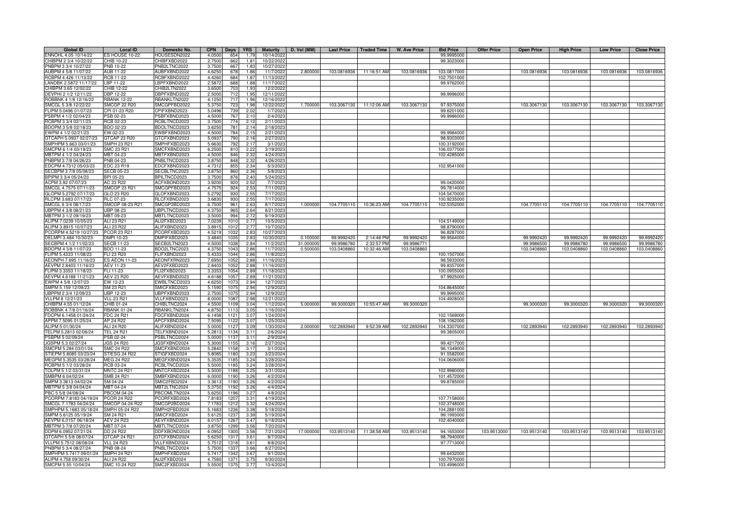| Global ID | Local ID | Domestic No. | CPN | Days | YRS | Maturity | D. Vol (MM) | Last Price | Traded Time | W. Ave Price | Bid Price | Offer Price | Open Price | High Price | Low Price | Close Price |
|---|---|---|---|---|---|---|---|---|---|---|---|---|---|---|---|---|
| ENNOHL 4.05 10/14/22 | ES HOUSE 10-22 | HOUSESDN2022 | 4.0500 | 654 | 1.79 | 10/14/2022 | | | | | 99.9995000 | | | | | |
| CHIBPM 2 3/4 10/22/22 | CHIB 10-22 | CHIBFXBD2022 | 2.7500 | 662 | 1.81 | 10/22/2022 | | | | | 99.3023000 | | | | | |
| PNBPM 3 3/4 10/27/22 | PNB 10-22 | PNB2LTNC2022 | 3.7500 | 667 | 1.83 | 10/27/2022 | | | | | | | | | | |
| AUBPM 4 5/8 11/07/22 | AUB 11-22 | AUBFXBND2022 | 4.6250 | 678 | 1.86 | 11/7/2022 | 2.800000 | 103.0816936 | 11:16:51 AM | 103.0816936 | 103.0817000 | | 103.0816936 | 103.0816936 | 103.0816936 | 103.0816936 |
| RCBPM 4.426 11/13/22 | RCB 11-22 | RCBFXBND2022 | 4.4260 | 684 | 1.87 | 11/13/2022 | | | | | 102.7501000 | | | | | |
| LANDBK 2.5872 11/17/22 | LBP 11-22 | LBPFXBND2022 | 2.5872 | 688 | 1.88 | 11/17/2022 | | | | | 99.9762000 | | | | | |
| CHIBPM 3.65 12/02/22 | CHIB 12-22 | CHIB2LTN2022 | 3.6500 | 703 | 1.93 | 12/2/2022 | | | | | | | | | | |
| DEVPHI 2 1/2 12/11/22 | DBP 12-22 | DBPFXBND2022 | 2.5000 | 712 | 1.95 | 12/11/2022 | | | | | 99.9996000 | | | | | |
| ROBBNK 4 1/8 12/16/22 | RBANK 12-22 | RBANKLTN2022 | 4.1250 | 717 | 1.96 | 12/16/2022 | | | | | | | | | | |
| SMCGL 5 3/8 12/22/22 | SMCGP 22 R20 | SMCGPFBD2022 | 5.3750 | 723 | 1.98 | 12/22/2022 | 1.700000 | 103.3067130 | 11:12:06 AM | 103.3067130 | 97.9375000 | | 103.3067130 | 103.3067130 | 103.3067130 | 103.3067130 |
| FLIPM 5.0496 01/07/23 | CPI 01-23 R20 | CPIFXBND2023 | 5.0496 | 739 | 2.02 | 1/7/2023 | | | | | 99.6201000 | | | | | |
| PSBPM 4 1/2 02/04/23 | PSB 02-23 | PSBFXBND2023 | 4.5000 | 767 | 2.10 | 2/4/2023 | | | | | 99.9986000 | | | | | |
| RCBPM 3 3/4 02/11/23 | RCB 02-23 | RCBLTNCD2023 | 3.7500 | 774 | 2.12 | 2/11/2023 | | | | | | | | | | |
| BDOPM 3 5/8 02/18/23 | BDO 02-23 | BDOLTNCD2023 | 3.6250 | 781 | 2.14 | 2/18/2023 | | | | | | | | | | |
| EWPM 4 1/2 02/21/23 | EW 02-23 | EWBFXBND2023 | 4.5000 | 784 | 2.15 | 2/21/2023 | | | | | 99.9984000 | | | | | |
| GTCAPH 5.0937 02/27/23 | GTCAP 23 R20 | GTCFXBND2023 | 5.0937 | 790 | 2.16 | 2/27/2023 | | | | | 98.9303000 | | | | | |
| SMPHPM 5.663 03/01/23 | SMPH 23 R21 | SMPHFXBD2023 | 5.6630 | 792 | 2.17 | 3/1/2023 | | | | | 100.3192000 | | | | | |
| SMCPM 6 1/4 03/19/23 | SMC 23 R21 | SMCFXBND2023 | 6.2500 | 810 | 2.22 | 3/19/2023 | | | | | 106.0377000 | | | | | |
| MBTPM 4 1/2 04/24/23 | MBT 04-23 | MBTFXBND2023 | 4.5000 | 846 | 2.32 | 4/24/2023 | | | | | 102.4285000 | | | | | |
| PNBPM 3 7/8 04/26/23 | PNB 04-23 | PNBLTNCD2023 | 3.8750 | 848 | 2.32 | 4/26/2023 | | | | | | | | | | |
| EDCPM 4.7312 05/03/23 | EDC 23 R19 | EDCFXBND2023 | 4.7312 | 855 | 2.34 | 5/3/2023 | | | | | 102.9541000 | | | | | |
| SECBPM 3 7/8 05/08/23 | SECB 05-23 | SECBLTNC2023 | 3.8750 | 860 | 2.36 | 5/8/2023 | | | | | | | | | | |
| BPIPM 3 3/4 05/24/23 | BPI 05-23 | BPILTNCD2023 | 3.7500 | 876 | 2.40 | 5/24/2023 | | | | | | | | | | |
| ACPM 3.92 07/07/23 | AC 23 R22 | ACFXBOND2023 | 3.9200 | 920 | 2.52 | 7/7/2023 | | | | | 99.0420000 | | | | | |
| SMCGL 4.7575 07/11/23 | SMCGP 23 R21 | SMCGPFBD2023 | 4.7575 | 924 | 2.53 | 7/11/2023 | | | | | 99.7814000 | | | | | |
| GLOPM 5.2792 07/17/23 | GLO 23 R20 | GLOFXBND2023 | 5.2792 | 930 | 2.55 | 7/17/2023 | | | | | 104.5470000 | | | | | |
| RLCPM 3.683 07/17/23 | RLC 07-23 | RLCFXBND2023 | 3.6830 | 930 | 2.55 | 7/17/2023 | | | | | 100.9235000 | | | | | |
| SMCGL 6 3/4 08/17/23 | SMCGP 08-23 R21 | SMCGP2BD2023 | 6.7500 | 961 | 2.63 | 8/17/2023 | 1.000000 | 104.7705110 | 10:36:23 AM | 104.7705110 | 102.5352000 | | 104.7705110 | 104.7705110 | 104.7705110 | 104.7705110 |
| UBPPM 4 3/8 08/21/23 | UBP 08-23 | UBPLTNCD2023 | 4.3750 | 965 | 2.64 | 8/21/2023 | | | | | | | | | | |
| MBTPM 3 1/2 09/19/23 | MBT 09-23 | MBTLTNCD2023 | 3.5000 | 994 | 2.72 | 9/19/2023 | | | | | | | | | | |
| ALIPM 7.0239 10/05/23 | ALI 23 R21 | ALI2FXBD2023 | 7.0239 | 1010 | 2.77 | 10/5/2023 | | | | | 104.5149000 | | | | | |
| ALIPM 3.8915 10/07/23 | ALI 23 R22 | ALIFXBND2023 | 3.8915 | 1012 | 2.77 | 10/7/2023 | | | | | 98.8790000 | | | | | |
| PCORPM 4.5219 10/27/23 | PCOR 23 R21 | PCORFXBD2023 | 4.5219 | 1032 | 2.83 | 10/27/2023 | | | | | 96.8287000 | | | | | |
| DELMPI 3.484 10/30/23 | DMPI 10-23 | DMPIFXBD2023 | 3.4840 | 1035 | 2.83 | 10/30/2023 | 0.100000 | 99.9992420 | 2:14:48 PM | 99.9992420 | 99.9564000 | | 99.9992420 | 99.9992420 | 99.9992420 | 99.9992420 |
| SECBPM 4 1/2 11/02/23 | SECB 11-23 | SECB2LTN2023 | 4.5000 | 1038 | 2.84 | 11/2/2023 | 31.000000 | 99.9986780 | 2:32:57 PM | 99.9986771 | | | 99.9986500 | 99.9986780 | 99.9986500 | 99.9986780 |
| BDOPM 4 3/8 11/07/23 | BDO 11-23 | BDO2LTNC2023 | 4.3750 | 1043 | 2.86 | 11/7/2023 | 0.500000 | 103.0408860 | 10:32:46 AM | 103.0408860 | | | 103.0408860 | 103.0408860 | 103.0408860 | 103.0408860 |
| FLIPM 5.4333 11/08/23 | FLI 23 R20 | FLIFXBND2023 | 5.4333 | 1044 | 2.86 | 11/8/2023 | | | | | 100.1507000 | | | | | |
| AEONPH 7.695 11/16/23 | ES AEON 11-23 | AEONFXRN2023 | 7.6950 | 1052 | 2.88 | 11/16/2023 | | | | | 98.5933000 | | | | | |
| AEVPM 2.8403 11/16/23 | AEV 11-23 | AEV2FXBD2023 | 2.8403 | 1052 | 2.88 | 11/16/2023 | | | | | 99.8357000 | | | | | |
| FLIPM 3.3353 11/18/23 | FLI 11-23 | FLI2FXBD2023 | 3.3353 | 1054 | 2.89 | 11/18/2023 | | | | | 100.0955000 | | | | | |
| AEVPM 4.6188 11/21/23 | AEV 23 R20 | AEVFXBND2023 | 4.6188 | 1057 | 2.89 | 11/21/2023 | | | | | 97.9925000 | | | | | |
| EWPM 4 5/8 12/07/23 | EW 12-23 | EWBLTNCD2023 | 4.6250 | 1073 | 2.94 | 12/7/2023 | | | | | | | | | | |
| SMPM 5.159 12/09/23 | SM 23 R21 | SMICFXBD2023 | 5.1590 | 1075 | 2.94 | 12/9/2023 | | | | | 104.8645000 | | | | | |
| UBPPM 2 3/4 12/09/23 | UBP 12-23 | UBPFXBND2023 | 2.7500 | 1075 | 2.94 | 12/9/2023 | | | | | 99.9995000 | | | | | |
| VLLPM 8 12/21/23 | VLL 23 R21 | VLLFXBND2023 | 8.0000 | 1087 | 2.98 | 12/21/2023 | | | | | 104.4928000 | | | | | |
| CHIBPM 4.55 01/12/24 | CHIB 01-24 | CHIBLTNC2024 | 4.5500 | 1109 | 3.04 | 1/12/2024 | 5.000000 | 99.3000320 | 10:55:47 AM | 99.3000320 | | | 99.3000320 | 99.3000320 | 99.3000320 | 99.3000320 |
| ROBBNK 4 7/8 01/16/24 | RBANK 01-24 | RBANKLTN2024 | 4.8750 | 1113 | 3.05 | 1/16/2024 | | | | | | | | | | |
| FDCPM 6.1458 01/24/24 | FDC 24 R21 | FDCFXBND2024 | 6.1458 | 1121 | 3.07 | 1/24/2024 | | | | | 102.1569000 | | | | | |
| APPM 7.5095 01/25/24 | AP 24 R22 | APCFXBND2024 | 7.5095 | 1122 | 3.07 | 1/25/2024 | | | | | 108.1062000 | | | | | |
| ALIPM 5 01/30/24 | ALI 24 R20 | ALIFXBND2024 | 5.0000 | 1127 | 3.09 | 1/30/2024 | 2.000000 | 102.2893940 | 9:52:39 AM | 102.2893940 | 104.3307000 | | 102.2893940 | 102.2893940 | 102.2893940 | 102.2893940 |
| TELPM 5.2813 02/06/24 | TEL 24 R21 | TELFXBND2024 | 5.2813 | 1134 | 3.11 | 2/6/2024 | | | | | 99.3805000 | | | | | |
| PSBPM 5 02/09/24 | PSB 02-24 | PSBLTNCD2024 | 5.0000 | 1137 | 3.11 | 2/9/2024 | | | | | | | | | | |
| JGSPM 5.3 02/27/24 | JGS 24 R20 | JGSFXBND2024 | 5.3000 | 1155 | 3.16 | 2/27/2024 | | | | | 99.4217000 | | | | | |
| SMCPM 5.284 03/01/24 | SMC 24 R22 | SMCFXBND2024 | 5.2840 | 1158 | 3.17 | 3/1/2024 | | | | | 96.1349000 | | | | | |
| STIEPM 5.8085 03/23/24 | STIESG 24 R22 | STIGFXBD2024 | 5.8085 | 1180 | 3.23 | 3/23/2024 | | | | | 91.5582000 | | | | | |
| MEGPM 5.3535 03/28/24 | MEG 24 R22 | MEGFXBND2024 | 5.3535 | 1185 | 3.24 | 3/28/2024 | | | | | 104.0606000 | | | | | |
| RCBPM 5 1/2 03/28/24 | RCB 03-24 | RCBLTNCD2024 | 5.5000 | 1185 | 3.24 | 3/28/2024 | | | | | | | | | | |
| TOLPM 5 1/2 03/31/24 | MNTC 24 R21 | MNTCFXBD2024 | 5.5000 | 1188 | 3.25 | 3/31/2024 | | | | | 102.9980000 | | | | | |
| SMBPM 6 04/02/24 | SMB 24 R21 | SMBFXBND2024 | 6.0000 | 1190 | 3.26 | 4/2/2024 | | | | | 101.4572000 | | | | | |
| SMPM 3.3613 04/02/24 | SM 04-24 | SMIC2FBD2024 | 3.3613 | 1190 | 3.26 | 4/2/2024 | | | | | 99.8785000 | | | | | |
| MBTPM 5 3/8 04/04/24 | MBT 04-24 | MBT2LTNC2024 | 5.3750 | 1192 | 3.26 | 4/4/2024 | | | | | | | | | | |
| PBC 5 5/8 04/08/24 | PBCOM 04-24 | PBCOMLTN2024 | 5.6250 | 1196 | 3.27 | 4/8/2024 | | | | | | | | | | |
| PCORPM 7.8183 04/19/24 | PCOR 24 R22 | PCORFXBD2024 | 7.8183 | 1207 | 3.31 | 4/19/2024 | | | | | 107.7158000 | | | | | |
| SMCGL 7.1783 04/24/24 | SMCGP 04-24 R22 | SMCGP2BD2024 | 7.1783 | 1212 | 3.32 | 4/24/2024 | | | | | 102.3748000 | | | | | |
| SMPHPM 5.1683 05/18/24 | SMPH 05-24 R22 | SMPH2FBD2024 | 5.1683 | 1236 | 3.38 | 5/18/2024 | | | | | 104.2881000 | | | | | |
| SMPM 5.6125 05/19/24 | SM 24 R21 | SMICFXBD2024 | 5.6125 | 1237 | 3.39 | 5/19/2024 | | | | | 99.1993000 | | | | | |
| AEVPM 6.0157 06/18/24 | AEV 24 R23 | AEVFXBND2024 | 6.0157 | 1267 | 3.47 | 6/18/2024 | | | | | 102.4040000 | | | | | |
| MBTPM 3 7/8 07/20/24 | MBT 07-24 | MBTLTNCD2024 | 3.8750 | 1299 | 3.56 | 7/20/2024 | | | | | | | | | | |
| DDPM 6.0952 07/21/24 | DD 24 R22 | DDFXBOND2024 | 6.0952 | 1300 | 3.56 | 7/21/2024 | 17.000000 | 103.9513140 | 11:38:58 AM | 103.9513140 | 94.1653000 | 103.9513000 | 103.9513140 | 103.9513140 | 103.9513140 | 103.9513140 |
| GTCAPH 5 5/8 08/07/24 | GTCAP 24 R21 | GTCFXBND2024 | 5.6250 | 1317 | 3.61 | 8/7/2024 | | | | | 98.7940000 | | | | | |
| VLLPM 5.7512 08/08/24 | VLL 24 R23 | VLLFXBND2024 | 5.7512 | 1318 | 3.61 | 8/8/2024 | | | | | 97.7713000 | | | | | |
| PNBPM 5 3/4 08/27/24 | PNB 08-24 | PNBLTNCD2024 | 5.7500 | 1337 | 3.66 | 8/27/2024 | | | | | | | | | | |
| SMPHPM 5.7417 09/01/24 | SMPH 24 R21 | SMPHFXBD2024 | 5.7417 | 1342 | 3.67 | 9/1/2024 | | | | | 99.6432000 | | | | | |
| ALIPM 4.758 09/30/24 | ALI 24 R22 | ALI2FXBD2024 | 4.7580 | 1371 | 3.75 | 9/30/2024 | | | | | 100.7970000 | | | | | |
| SMCPM 5.55 10/04/24 | SMC 10-24 R22 | SMC2FXBD2024 | 5.5500 | 1375 | 3.77 | 10/4/2024 | | | | | 103.4996000 | | | | | |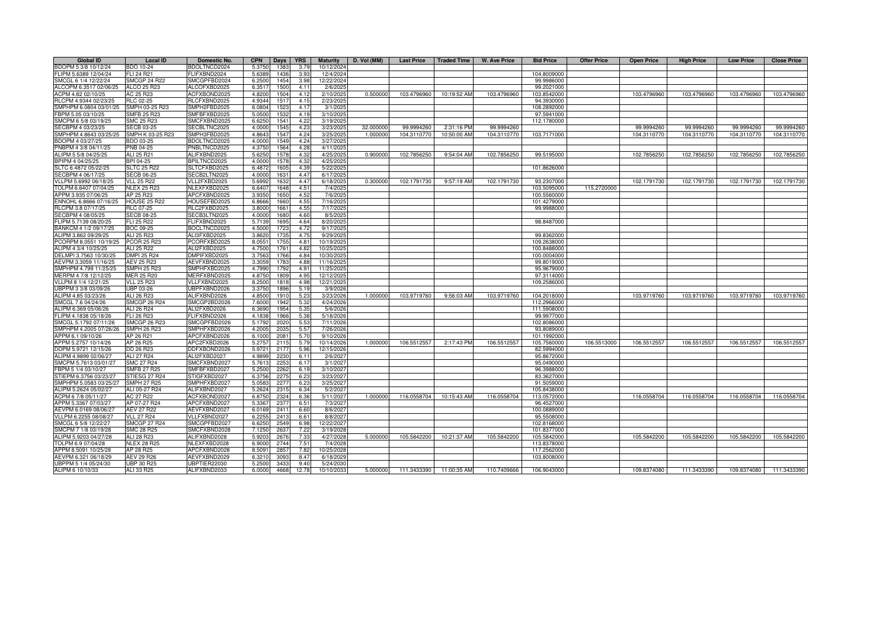| Global ID | Local ID | Domestic No. | CPN | Days | YRS | Maturity | D. Vol (MM) | Last Price | Traded Time | W. Ave Price | Bid Price | Offer Price | Open Price | High Price | Low Price | Close Price |
|---|---|---|---|---|---|---|---|---|---|---|---|---|---|---|---|---|
| BDOPM 5 3/8 10/12/24 | BDO 10-24 | BDOLTNCD2024 | 5.3750 | 1383 | 3.79 | 10/12/2024 | | | | | | | | | | |
| FLIPM 5.6389 12/04/24 | FLI 24 R21 | FLIFXBND2024 | 5.6389 | 1436 | 3.93 | 12/4/2024 | | | | | 104.8009000 | | | | | |
| SMCGL 6 1/4 12/22/24 | SMCGP 24 R22 | SMCGPFBD2024 | 6.2500 | 1454 | 3.98 | 12/22/2024 | | | | | 99.9986000 | | | | | |
| ALCOPM 6.3517 02/06/25 | ALCO 25 R23 | ALCOFXBD2025 | 6.3517 | 1500 | 4.11 | 2/6/2025 | | | | | 99.2021000 | | | | | |
| ACPM 4.82 02/10/25 | AC 25 R23 | ACFXBOND2025 | 4.8200 | 1504 | 4.12 | 2/10/2025 | 0.500000 | 103.4796960 | 10:19:52 AM | 103.4796960 | 103.8542000 | | 103.4796960 | 103.4796960 | 103.4796960 | 103.4796960 |
| RLCPM 4.9344 02/23/25 | RLC 02-25 | RLCFXBND2025 | 4.9344 | 1517 | 4.15 | 2/23/2025 | | | | | 94.3930000 | | | | | |
| SMPHPM 6.0804 03/01/25 | SMPH 03-25 R23 | SMPH2FBD2025 | 6.0804 | 1523 | 4.17 | 3/1/2025 | | | | | 108.2892000 | | | | | |
| FBPM 5.05 03/10/25 | SMFB 25 R23 | SMFBFXBD2025 | 5.0500 | 1532 | 4.19 | 3/10/2025 | | | | | 97.5941000 | | | | | |
| SMCPM 6 5/8 03/19/25 | SMC 25 R23 | SMCFXBND2025 | 6.6250 | 1541 | 4.22 | 3/19/2025 | | | | | 112.1780000 | | | | | |
| SECBPM 4 03/23/25 | SECB 03-25 | SECBLTNC2025 | 4.0000 | 1545 | 4.23 | 3/23/2025 | 32.000000 | 99.9994260 | 2:31:16 PM | 99.9994260 | | | 99.9994260 | 99.9994260 | 99.9994260 | 99.9994260 |
| SMPHPM 4.8643 03/25/25 | SMPH K 03-25 R23 | SMPH3FBD2025 | 4.8643 | 1547 | 4.24 | 3/25/2025 | 1.000000 | 104.3110770 | 10:50:00 AM | 104.3110770 | 103.7171000 | | 104.3110770 | 104.3110770 | 104.3110770 | 104.3110770 |
| BDOPM 4 03/27/25 | BDO 03-25 | BDOLTNCD2025 | 4.0000 | 1549 | 4.24 | 3/27/2025 | | | | | | | | | | |
| PNBPM 4 3/8 04/11/25 | PNB 04-25 | PNBLTNCD2025 | 4.3750 | 1564 | 4.28 | 4/11/2025 | | | | | | | | | | |
| ALIPM 5 5/8 04/25/25 | ALI 25 R21 | ALIFXBND2025 | 5.6250 | 1578 | 4.32 | 4/25/2025 | 0.900000 | 102.7856250 | 9:54:04 AM | 102.7856250 | 99.5195000 | | 102.7856250 | 102.7856250 | 102.7856250 | 102.7856250 |
| BPIPM 4 04/25/25 | BPI 04-25 | BPILTNCD2025 | 4.0000 | 1578 | 4.32 | 4/25/2025 | | | | | | | | | | |
| SLTC 6.4872 05/22/25 | SLTC 25 R22 | SLTCFXBD2025 | 6.4872 | 1605 | 4.39 | 5/22/2025 | | | | | 101.8626000 | | | | | |
| SECBPM 4 06/17/25 | SECB 06-25 | SECB2LTN2025 | 4.0000 | 1631 | 4.47 | 6/17/2025 | | | | | | | | | | |
| VLLPM 5.6992 06/18/25 | VLL 25 R22 | VLL2FXBD2025 | 5.6992 | 1632 | 4.47 | 6/18/2025 | 0.300000 | 102.1791730 | 9:57:19 AM | 102.1791730 | 93.2307000 | | 102.1791730 | 102.1791730 | 102.1791730 | 102.1791730 |
| TOLPM 6.6407 07/04/25 | NLEX 25 R23 | NLEXFXBD2025 | 6.6407 | 1648 | 4.51 | 7/4/2025 | | | | | 103.5095000 | 115.2720000 | | | | |
| APPM 3.935 07/06/25 | AP 25 R23 | APCFXBND2025 | 3.9350 | 1650 | 4.52 | 7/6/2025 | | | | | 100.5560000 | | | | | |
| ENNOHL 6.8666 07/16/25 | HOUSE 25 R22 | HOUSEFBD2025 | 6.8666 | 1660 | 4.55 | 7/16/2025 | | | | | 101.4279000 | | | | | |
| RLCPM 3.8 07/17/25 | RLC 07-25 | RLC2FXBD2025 | 3.8000 | 1661 | 4.55 | 7/17/2025 | | | | | 99.9988000 | | | | | |
| SECBPM 4 08/05/25 | SECB 08-25 | SECB3LTN2025 | 4.0000 | 1680 | 4.60 | 8/5/2025 | | | | | | | | | | |
| FLIPM 5.7139 08/20/25 | FLI 25 R22 | FLIFXBND2025 | 5.7139 | 1695 | 4.64 | 8/20/2025 | | | | | 98.8487000 | | | | | |
| BANKCM 4 1/2 09/17/25 | BOC 09-25 | BOCLTNCD2025 | 4.5000 | 1723 | 4.72 | 9/17/2025 | | | | | | | | | | |
| ALIPM 3.862 09/29/25 | ALI 25 R23 | ALI3FXBD2025 | 3.8620 | 1735 | 4.75 | 9/29/2025 | | | | | 99.8362000 | | | | | |
| PCORPM 8.0551 10/19/25 | PCOR 25 R23 | PCORFXBD2025 | 8.0551 | 1755 | 4.81 | 10/19/2025 | | | | | 109.2638000 | | | | | |
| ALIPM 4 3/4 10/25/25 | ALI 25 R22 | ALI2FXBD2025 | 4.7500 | 1761 | 4.82 | 10/25/2025 | | | | | 100.8488000 | | | | | |
| DELMPI 3.7563 10/30/25 | DMPI 25 R24 | DMPIFXBD2025 | 3.7563 | 1766 | 4.84 | 10/30/2025 | | | | | 100.0004000 | | | | | |
| AEVPM 3.3059 11/16/25 | AEV 25 R23 | AEVFXBND2025 | 3.3059 | 1783 | 4.88 | 11/16/2025 | | | | | 99.8019000 | | | | | |
| SMPHPM 4.799 11/25/25 | SMPH 25 R23 | SMPHFXBD2025 | 4.7990 | 1792 | 4.91 | 11/25/2025 | | | | | 95.9679000 | | | | | |
| MERPM 4 7/8 12/12/25 | MER 25 R20 | MERFXBND2025 | 4.8750 | 1809 | 4.95 | 12/12/2025 | | | | | 97.3114000 | | | | | |
| VLLPM 8 1/4 12/21/25 | VLL 25 R23 | VLLFXBND2025 | 8.2500 | 1818 | 4.98 | 12/21/2025 | | | | | 109.2586000 | | | | | |
| UBPPM 3 3/8 03/09/26 | UBP 03-26 | UBPFXBND2026 | 3.3750 | 1896 | 5.19 | 3/9/2026 | | | | | | | | | | |
| ALIPM 4.85 03/23/26 | ALI 26 R23 | ALIFXBND2026 | 4.8500 | 1910 | 5.23 | 3/23/2026 | 1.000000 | 103.9719760 | 9:56:03 AM | 103.9719760 | 104.2018000 | | 103.9719760 | 103.9719760 | 103.9719760 | 103.9719760 |
| SMCGL 7.6 04/24/26 | SMCGP 26 R24 | SMCGP2BD2026 | 7.6000 | 1942 | 5.32 | 4/24/2026 | | | | | 112.2966000 | | | | | |
| ALIPM 6.369 05/06/26 | ALI 26 R24 | ALI2FXBD2026 | 6.3690 | 1954 | 5.35 | 5/6/2026 | | | | | 111.5908000 | | | | | |
| FLIPM 4.1838 05/18/26 | FLI 26 R23 | FLIFXBND2026 | 4.1838 | 1966 | 5.38 | 5/18/2026 | | | | | 99.9977000 | | | | | |
| SMCGL 5.1792 07/11/26 | SMCGP 26 R23 | SMCGPFBD2026 | 5.1792 | 2020 | 5.53 | 7/11/2026 | | | | | 102.8086000 | | | | | |
| SMPHPM 4.2005 07/26/26 | SMPH 26 R23 | SMPHFXBD2026 | 4.2005 | 2035 | 5.57 | 7/26/2026 | | | | | 93.8089000 | | | | | |
| APPM 6.1 09/10/26 | AP 26 R21 | APCFXBND2026 | 6.1000 | 2081 | 5.70 | 9/10/2026 | | | | | 101.1992000 | | | | | |
| APPM 5.2757 10/14/26 | AP 26 R25 | APC2FXBD2026 | 5.2757 | 2115 | 5.79 | 10/14/2026 | 1.000000 | 106.5512557 | 2:17:43 PM | 106.5512557 | 105.7560000 | 106.5513000 | 106.5512557 | 106.5512557 | 106.5512557 | 106.5512557 |
| DDPM 5.9721 12/15/26 | DD 26 R23 | DDFXBOND2026 | 5.9721 | 2177 | 5.96 | 12/15/2026 | | | | | 82.5994000 | | | | | |
| ALIPM 4.9899 02/06/27 | ALI 27 R24 | ALI2FXBD2027 | 4.9899 | 2230 | 6.11 | 2/6/2027 | | | | | 95.8672000 | | | | | |
| SMCPM 5.7613 03/01/27 | SMC 27 R24 | SMCFXBND2027 | 5.7613 | 2253 | 6.17 | 3/1/2027 | | | | | 95.0490000 | | | | | |
| FBPM 5 1/4 03/10/27 | SMFB 27 R25 | SMFBFXBD2027 | 5.2500 | 2262 | 6.19 | 3/10/2027 | | | | | 96.3988000 | | | | | |
| STIEPM 6.3756 03/23/27 | STIESG 27 R24 | STIGFXBD2027 | 6.3756 | 2275 | 6.23 | 3/23/2027 | | | | | 83.3627000 | | | | | |
| SMPHPM 5.0583 03/25/27 | SMPH 27 R25 | SMPHFXBD2027 | 5.0583 | 2277 | 6.23 | 3/25/2027 | | | | | 91.5059000 | | | | | |
| ALIPM 5.2624 05/02/27 | ALI 05-27 R24 | ALIFXBND2027 | 5.2624 | 2315 | 6.34 | 5/2/2027 | | | | | 105.8438000 | | | | | |
| ACPM 6 7/8 05/11/27 | AC 27 R22 | ACFXBOND2027 | 6.8750 | 2324 | 6.36 | 5/11/2027 | 1.000000 | 116.0558704 | 10:15:43 AM | 116.0558704 | 113.0572000 | | 116.0558704 | 116.0558704 | 116.0558704 | 116.0558704 |
| APPM 5.3367 07/03/27 | AP 07-27 R24 | APCFXBND2027 | 5.3367 | 2377 | 6.51 | 7/3/2027 | | | | | 96.4527000 | | | | | |
| AEVPM 6.0169 08/06/27 | AEV 27 R22 | AEVFXBND2027 | 6.0169 | 2411 | 6.60 | 8/6/2027 | | | | | 100.0889000 | | | | | |
| VLLPM 6.2255 08/08/27 | VLL 27 R24 | VLLFXBND2027 | 6.2255 | 2413 | 6.61 | 8/8/2027 | | | | | 95.5508000 | | | | | |
| SMCGL 6 5/8 12/22/27 | SMCGP 27 R24 | SMCGPFBD2027 | 6.6250 | 2549 | 6.98 | 12/22/2027 | | | | | 102.8168000 | | | | | |
| SMCPM 7 1/8 03/19/28 | SMC 28 R25 | SMCFXBND2028 | 7.1250 | 2637 | 7.22 | 3/19/2028 | | | | | 101.8377000 | | | | | |
| ALIPM 5.9203 04/27/28 | ALI 28 R23 | ALIFXBND2028 | 5.9203 | 2676 | 7.33 | 4/27/2028 | 5.000000 | 105.5842200 | 10:21:37 AM | 105.5842200 | 105.5842000 | | 105.5842200 | 105.5842200 | 105.5842200 | 105.5842200 |
| TOLPM 6.9 07/04/28 | NLEX 28 R25 | NLEXFXBD2028 | 6.9000 | 2744 | 7.51 | 7/4/2028 | | | | | 113.8378000 | | | | | |
| APPM 8.5091 10/25/28 | AP 28 R25 | APCFXBND2028 | 8.5091 | 2857 | 7.82 | 10/25/2028 | | | | | 117.2562000 | | | | | |
| AEVPM 6.321 06/18/29 | AEV 29 R26 | AEVFXBND2029 | 6.3210 | 3093 | 8.47 | 6/18/2029 | | | | | 103.8008000 | | | | | |
| UBPPM 5 1/4 05/24/30 | UBP 30 R25 | UBPTIER22030 | 5.2500 | 3433 | 9.40 | 5/24/2030 | | | | | | | | | | |
| ALIPM 6 10/10/33 | ALI 33 R25 | ALIFXBND2033 | 6.0000 | 4668 | 12.78 | 10/10/2033 | 5.000000 | 111.3433390 | 11:00:35 AM | 110.7409666 | 106.9043000 | | 109.8374080 | 111.3433390 | 109.8374080 | 111.3433390 |